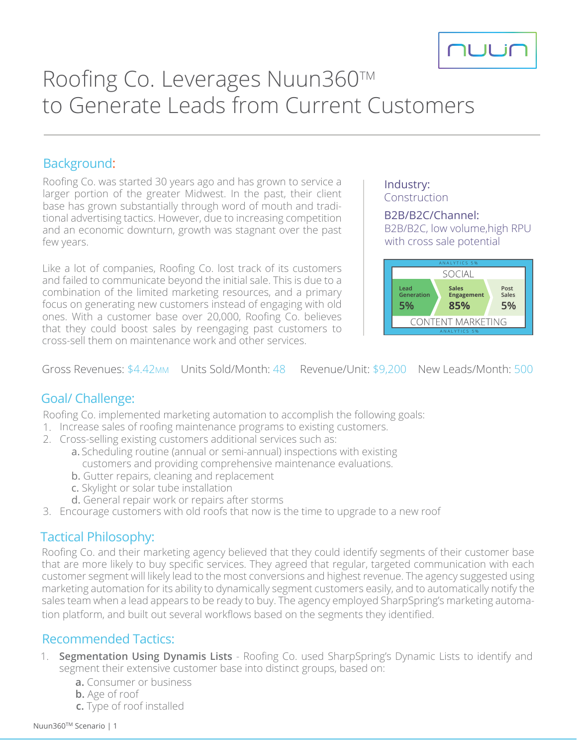# Roofing Co. Leverages Nuun360™ to Generate Leads from Current Customers

## Background:

Roofing Co. was started 30 years ago and has grown to service a larger portion of the greater Midwest. In the past, their client base has grown substantially through word of mouth and traditional advertising tactics. However, due to increasing competition and an economic downturn, growth was stagnant over the past few years.

Like a lot of companies, Roofing Co. lost track of its customers and failed to communicate beyond the initial sale. This is due to a combination of the limited marketing resources, and a primary focus on generating new customers instead of engaging with old ones. With a customer base over 20,000, Roofing Co. believes that they could boost sales by reengaging past customers to cross-sell them on maintenance work and other services.

**Industry:**
Construction

**B2B/B2C/Channel:**
B2B/B2C, low volume,high RPU with cross sale potential

| ANALYTICS 5% | | |
|---|---|---|
| SOCIAL | | |
| Lead Generation 5% | Sales Engagement 85% | Post Sales 5% |
| CONTENT MARKETING | | |
| ANALYTICS 5% | | |

Gross Revenues: $4.42MM  Units Sold/Month: 48  Revenue/Unit: $9,200  New Leads/Month: 500

## Goal/ Challenge:

Roofing Co. implemented marketing automation to accomplish the following goals:

1. Increase sales of roofing maintenance programs to existing customers.
2. Cross-selling existing customers additional services such as:
   a. Scheduling routine (annual or semi-annual) inspections with existing customers and providing comprehensive maintenance evaluations.
   b. Gutter repairs, cleaning and replacement
   c. Skylight or solar tube installation
   d. General repair work or repairs after storms
3. Encourage customers with old roofs that now is the time to upgrade to a new roof

## Tactical Philosophy:

Roofing Co. and their marketing agency believed that they could identify segments of their customer base that are more likely to buy specific services. They agreed that regular, targeted communication with each customer segment will likely lead to the most conversions and highest revenue. The agency suggested using marketing automation for its ability to dynamically segment customers easily, and to automatically notify the sales team when a lead appears to be ready to buy. The agency employed SharpSpring's marketing automation platform, and built out several workflows based on the segments they identified.

## Recommended Tactics:

1. **Segmentation Using Dynamis Lists** - Roofing Co. used SharpSpring's Dynamic Lists to identify and segment their extensive customer base into distinct groups, based on:
   **a.** Consumer or business
   **b.** Age of roof
   **c.** Type of roof installed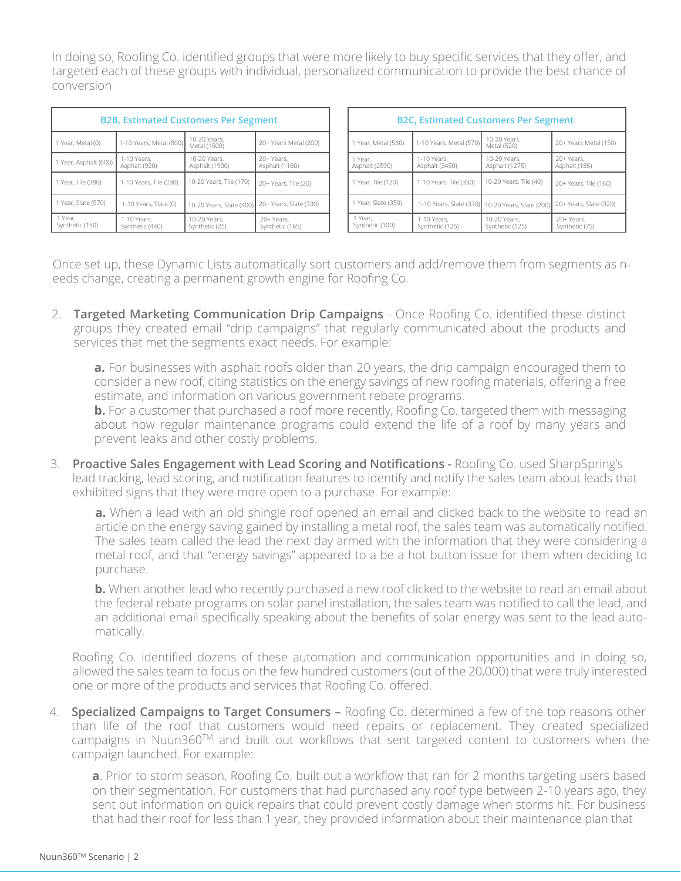In doing so, Roofing Co. identified groups that were more likely to buy specific services that they offer, and targeted each of these groups with individual, personalized communication to provide the best chance of conversion

| B2B, Estimated Customers Per Segment | | | |
|---|---|---|---|
| 1 Year, Metal (0) | 1-10 Years, Metal (800) | 10-20 Years, Metal (1500) | 20+ Years Metal (200) |
| 1 Year, Asphalt (600) | 1-10 Years, Asphalt (920) | 10-20 Years, Asphalt (1900) | 20+ Years, Asphalt (1180) |
| 1 Year, Tile (380) | 1-10 Years, Tile (230) | 10-20 Years, Tile (170) | 20+ Years, Tile (20) |
| 1 Year, Slate (570) | 1-10 Years, Slate (0) | 10-20 Years, Slate (400) | 20+ Years, Slate (330) |
| 1 Year, Synthetic (150) | 1-10 Years, Synthetic (440) | 10-20 Years, Synthetic (25) | 20+ Years, Synthetic (165) |

| B2C, Estimated Customers Per Segment | | | |
|---|---|---|---|
| 1 Year, Metal (560) | 1-10 Years, Metal (570) | 10-20 Years, Metal (520) | 20+ Years Metal (150) |
| 1 Year, Asphalt (2590) | 1-10 Years, Asphalt (3450) | 10-20 Years, Asphalt (1275) | 20+ Years, Asphalt (185) |
| 1 Year, Tile (120) | 1-10 Years, Tile (330) | 10-20 Years, Tile (40) | 20+ Years, Tile (160) |
| 1 Year, Slate (350) | 1-10 Years, Slate (330) | 10-20 Years, Slate (200) | 20+ Years, Slate (320) |
| 1 Year, Synthetic (100) | 1-10 Years, Synthetic (125) | 10-20 Years, Synthetic (125) | 20+ Years, Synthetic (75) |

Once set up, these Dynamic Lists automatically sort customers and add/remove them from segments as needs change, creating a permanent growth engine for Roofing Co.

2. **Targeted Marketing Communication Drip Campaigns** - Once Roofing Co. identified these distinct groups they created email "drip campaigns" that regularly communicated about the products and services that met the segments exact needs. For example:

   **a.** For businesses with asphalt roofs older than 20 years, the drip campaign encouraged them to consider a new roof, citing statistics on the energy savings of new roofing materials, offering a free estimate, and information on various government rebate programs.
   **b.** For a customer that purchased a roof more recently, Roofing Co. targeted them with messaging about how regular maintenance programs could extend the life of a roof by many years and prevent leaks and other costly problems.

3. **Proactive Sales Engagement with Lead Scoring and Notifications -** Roofing Co. used SharpSpring's lead tracking, lead scoring, and notification features to identify and notify the sales team about leads that exhibited signs that they were more open to a purchase. For example:

   **a.** When a lead with an old shingle roof opened an email and clicked back to the website to read an article on the energy saving gained by installing a metal roof, the sales team was automatically notified. The sales team called the lead the next day armed with the information that they were considering a metal roof, and that "energy savings" appeared to a be a hot button issue for them when deciding to purchase.

   **b.** When another lead who recently purchased a new roof clicked to the website to read an email about the federal rebate programs on solar panel installation, the sales team was notified to call the lead, and an additional email specifically speaking about the benefits of solar energy was sent to the lead automatically.

   Roofing Co. identified dozens of these automation and communication opportunities and in doing so, allowed the sales team to focus on the few hundred customers (out of the 20,000) that were truly interested one or more of the products and services that Roofing Co. offered.

4. **Specialized Campaigns to Target Consumers –** Roofing Co. determined a few of the top reasons other than life of the roof that customers would need repairs or replacement. They created specialized campaigns in Nuun360™ and built out workflows that sent targeted content to customers when the campaign launched. For example:

   **a**. Prior to storm season, Roofing Co. built out a workflow that ran for 2 months targeting users based on their segmentation. For customers that had purchased any roof type between 2-10 years ago, they sent out information on quick repairs that could prevent costly damage when storms hit. For business that had their roof for less than 1 year, they provided information about their maintenance plan that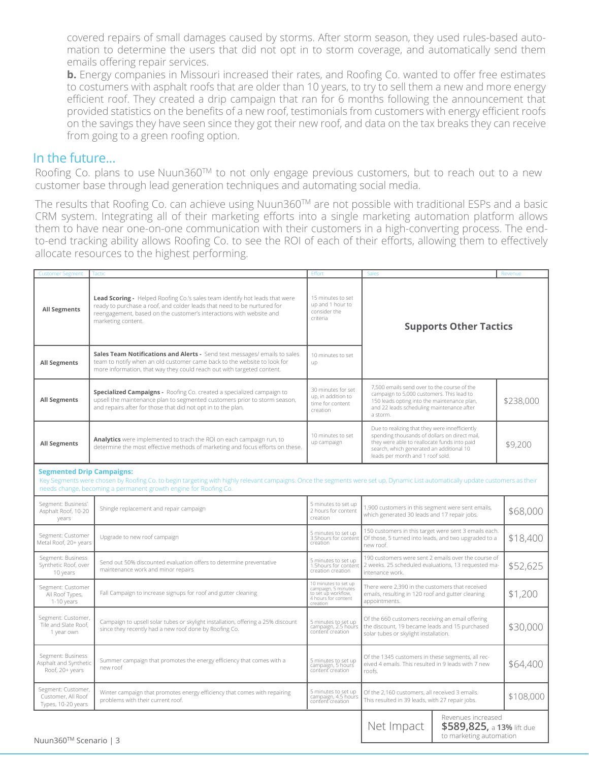covered repairs of small damages caused by storms. After storm season, they used rules-based automation to determine the users that did not opt in to storm coverage, and automatically send them emails offering repair services.

**b.** Energy companies in Missouri increased their rates, and Roofing Co. wanted to offer free estimates to costumers with asphalt roofs that are older than 10 years, to try to sell them a new and more energy efficient roof. They created a drip campaign that ran for 6 months following the announcement that provided statistics on the benefits of a new roof, testimonials from customers with energy efficient roofs on the savings they have seen since they got their new roof, and data on the tax breaks they can receive from going to a green roofing option.

## In the future...

Roofing Co. plans to use Nuun360™ to not only engage previous customers, but to reach out to a new customer base through lead generation techniques and automating social media.

The results that Roofing Co. can achieve using Nuun360™ are not possible with traditional ESPs and a basic CRM system. Integrating all of their marketing efforts into a single marketing automation platform allows them to have near one-on-one communication with their customers in a high-converting process. The end-to-end tracking ability allows Roofing Co. to see the ROI of each of their efforts, allowing them to effectively allocate resources to the highest performing.

| Customer Segment | Tactic | Effort | Sales | Revenue |
|---|---|---|---|---|
| **All Segments** | **Lead Scoring -** Helped Roofing Co.'s sales team identify hot leads that were ready to purchase a roof, and colder leads that need to be nurtured for reengagement, based on the customer's interactions with website and marketing content. | 15 minutes to set up and 1 hour to consider the criteria | **Supports Other Tactics** | |
| **All Segments** | **Sales Team Notifications and Alerts -** Send text messages/ emails to sales team to notify when an old customer came back to the website to look for more information, that way they could reach out with targeted content. | 10 minutes to set up | | |
| **All Segments** | **Specialized Campaigns -** Roofing Co. created a specialized campaign to upsell the maintenance plan to segmented customers prior to storm season, and repairs after for those that did not opt in to the plan. | 30 minutes for set up, in addition to time for content creation | 7,500 emails send over to the course of the campaign to 5,000 customers. This lead to 150 leads opting into the maintenance plan, and 22 leads scheduling maintenance after a storm. | $238,000 |
| **All Segments** | **Analytics** were implemented to trach the ROI on each campaign run, to determine the most effective methods of marketing and focus efforts on these. | 10 minutes to set up campaign | Due to realizing that they were innefficiently spending thousands of dollars on direct mail, they were able to reallocate funds into paid search, which generated an additional 10 leads per month and 1 roof sold. | $9,200 |
| **Segmented Drip Campaigns:** Key Segments were chosen by Roofing Co. to begin targeting with highly relevant campaigns. Once the segments were set up, Dynamic List automatically update customers as their needs change, becoming a permanent growth engine for Roofing Co. | | | | |
| Segment: Business' Asphalt Roof, 10-20 years | Shingle replacement and repair campaign | 5 minutes to set up 2 hours for content creation | 1,900 customers in this segment were sent emails, which generated 30 leads and 17 repair jobs. | $68,000 |
| Segment: Customer Metal Roof, 20+ years | Upgrade to new roof campaign | 5 minutes to set up 3.5hours for content creation | 150 customers in this target were sent 3 emails each. Of those, 5 turned into leads, and two upgraded to a new roof. | $18,400 |
| Segment: Business Synthetic Roof, over 10 years | Send out 50% discounted evaluation offers to determine preventative maintenance work and minor repairs | 5 minutes to set up 1.5hours for content creation creation | 190 customers were sent 2 emails over the course of 2 weeks. 25 scheduled evaluations, 13 requested maintenance work. | $52,625 |
| Segment: Customer All Roof Types, 1-10 years | Fall Campaign to increase signups for roof and gutter cleaning | 10 minutes to set up campaign, 5 minutes to set up workflow, 4 hours for content creation | There were 2,390 in the customers that received emails, resulting in 120 roof and gutter cleaning appointments. | $1,200 |
| Segment: Customer, Tile and Slate Roof, 1 year own | Campaign to upsell solar tubes or skylight installation, offering a 25% discount since they recently had a new roof done by Roofing Co. | 5 minutes to set up campaign, 2.5 hours content creation | Of the 660 customers receiving an email offering the discount, 19 became leads and 15 purchased solar tubes or skylight installation. | $30,000 |
| Segment: Business Asphalt and Synthetic Roof, 20+ years | Summer campaign that promotes the energy efficiency that comes with a new roof | 5 minutes to set up campaign, 5 hours content creation | Of the 1345 customers in these segments, all received 4 emails. This resulted in 9 leads with 7 new roofs. | $64,400 |
| Segment: Customer, Customer, All Roof Types, 10-20 years | Winter campaign that promotes energy efficiency that comes with repairing problems with their current roof. | 5 minutes to set up campaign, 4.5 hours content creation | Of the 2,160 customers, all received 3 emails. This resulted in 39 leads, with 27 repair jobs. | $108,000 |
| | | | Net Impact | Revenues increased **$589,825**, a **13%** lift due to marketing automation |